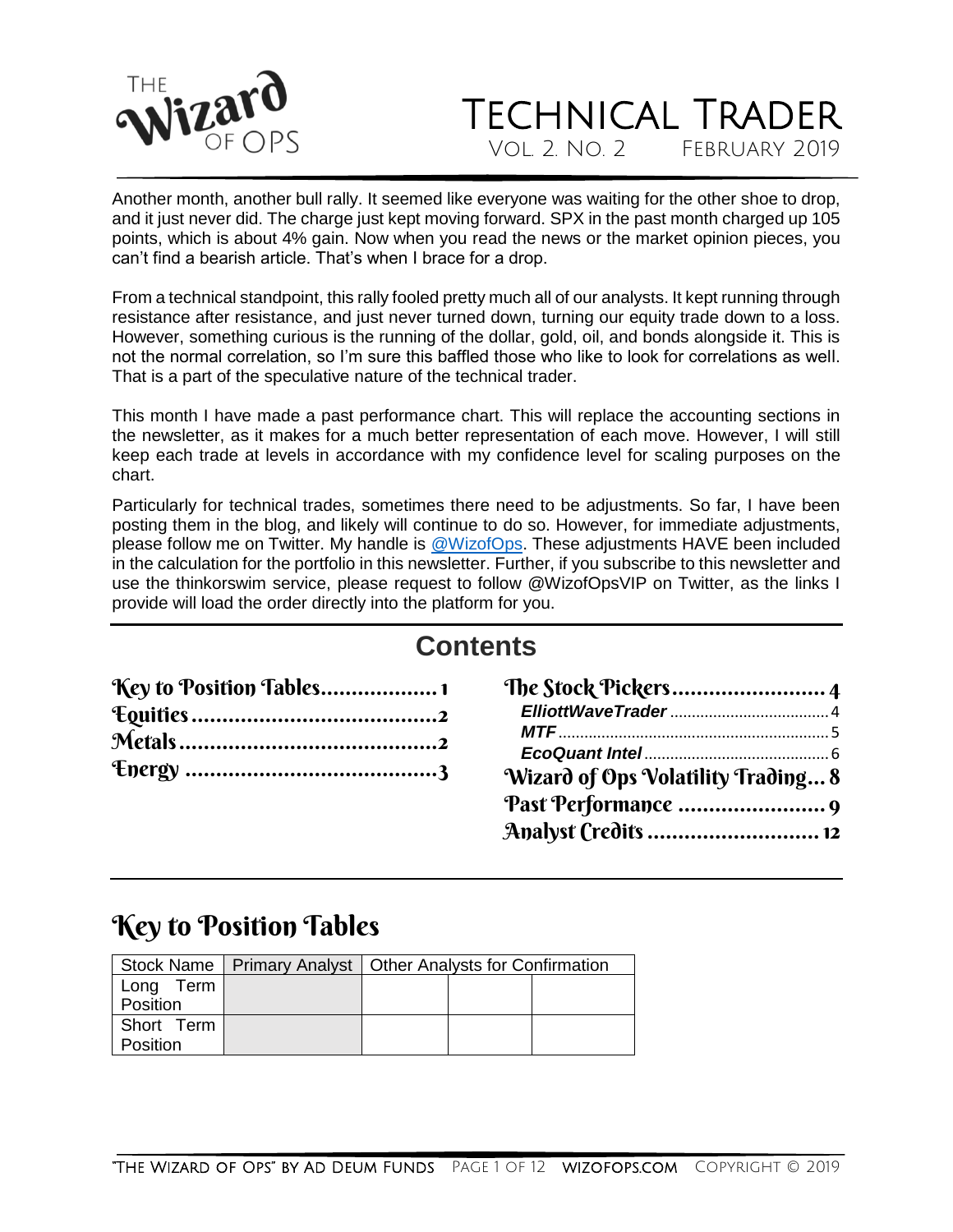# The Wizard of Ops

# Technical Trader

Vol. 2. No. 2 February 2019

Another month, another bull rally. It seemed like everyone was waiting for the other shoe to drop, and it just never did. The charge just kept moving forward. SPX in the past month charged up 105 points, which is about 4% gain. Now when you read the news or the market opinion pieces, you can't find a bearish article. That's when I brace for a drop.

From a technical standpoint, this rally fooled pretty much all of our analysts. It kept running through resistance after resistance, and just never turned down, turning our equity trade down to a loss. However, something curious is the running of the dollar, gold, oil, and bonds alongside it. This is not the normal correlation, so I'm sure this baffled those who like to look for correlations as well. That is a part of the speculative nature of the technical trader.

This month I have made a past performance chart. This will replace the accounting sections in the newsletter, as it makes for a much better representation of each move. However, I will still keep each trade at levels in accordance with my confidence level for scaling purposes on the chart.

Particularly for technical trades, sometimes there need to be adjustments. So far, I have been posting them in the blog, and likely will continue to do so. However, for immediate adjustments, please follow me on Twitter. My handle is @WizofOps. These adjustments HAVE been included in the calculation for the portfolio in this newsletter. Further, if you subscribe to this newsletter and use the thinkorswim service, please request to follow @WizofOpsVIP on Twitter, as the links I provide will load the order directly into the platform for you.

## Contents

- **Key to Position Tables** ..................1
- **Equities** ..................2
- **Metals** ..................2
- **Energy** ..................3
- **The Stock Pickers** ..................4
  - *ElliottWaveTrader* ..................4
  - *MTF* ..................5
  - *EcoQuant Intel* ..................6
- **Wizard of Ops Volatility Trading** ..................8
- **Past Performance** ..................9
- **Analyst Credits** ..................12

## Key to Position Tables

| Stock Name | Primary Analyst | Other Analysts for Confirmation | | |
|---|---|---|---|---|
| Long Term Position | | | | |
| Short Term Position | | | | |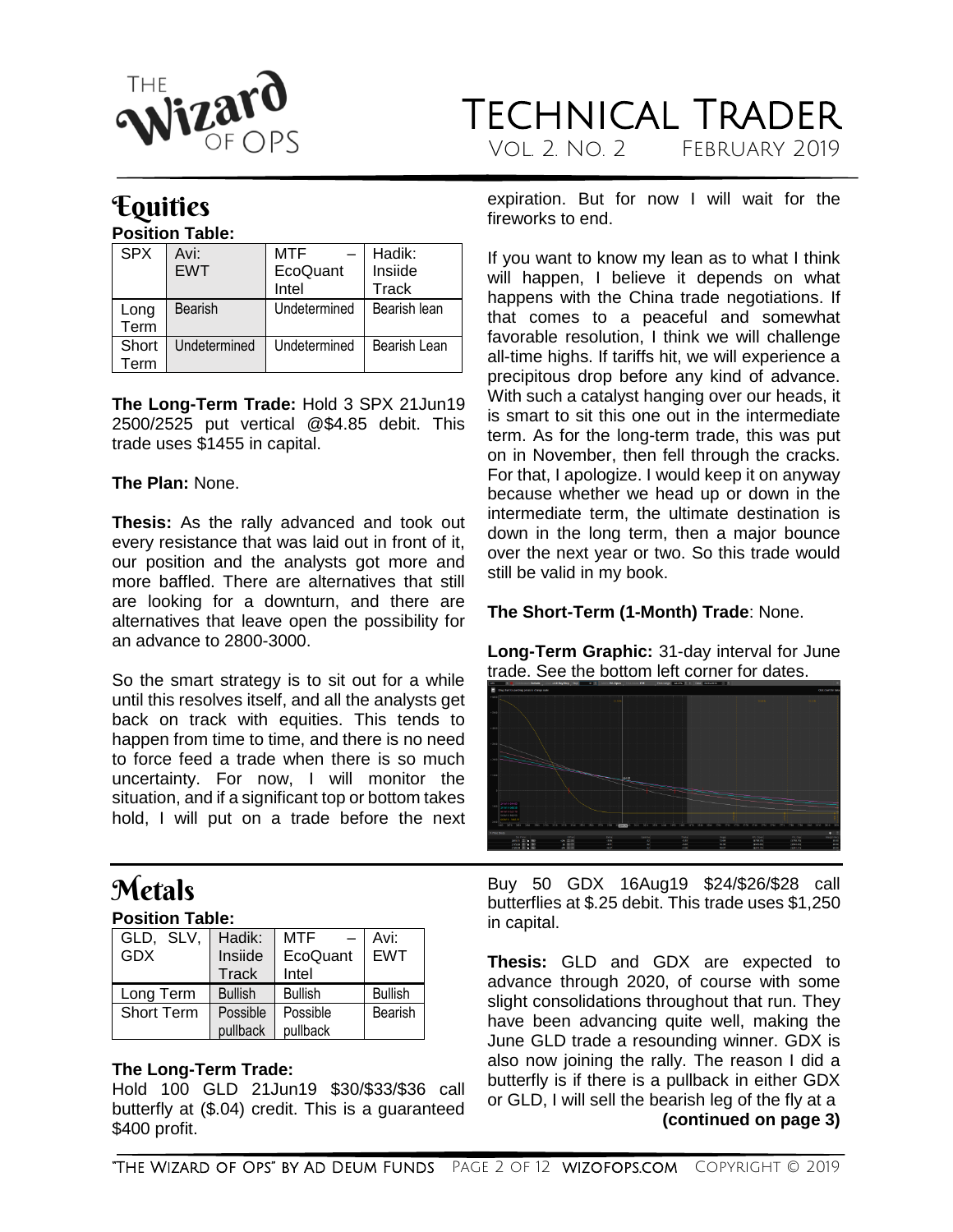## Equities

**Position Table:**

| SPX | Avi: EWT | MTF – EcoQuant Intel | Hadik: Insiide Track |
|---|---|---|---|
| Long Term | Bearish | Undetermined | Bearish lean |
| Short Term | Undetermined | Undetermined | Bearish Lean |

**The Long-Term Trade:** Hold 3 SPX 21Jun19 2500/2525 put vertical @$4.85 debit. This trade uses $1455 in capital.

**The Plan:** None.

**Thesis:** As the rally advanced and took out every resistance that was laid out in front of it, our position and the analysts got more and more baffled. There are alternatives that still are looking for a downturn, and there are alternatives that leave open the possibility for an advance to 2800-3000.

So the smart strategy is to sit out for a while until this resolves itself, and all the analysts get back on track with equities. This tends to happen from time to time, and there is no need to force feed a trade when there is so much uncertainty. For now, I will monitor the situation, and if a significant top or bottom takes hold, I will put on a trade before the next expiration. But for now I will wait for the fireworks to end.

If you want to know my lean as to what I think will happen, I believe it depends on what happens with the China trade negotiations. If that comes to a peaceful and somewhat favorable resolution, I think we will challenge all-time highs. If tariffs hit, we will experience a precipitous drop before any kind of advance. With such a catalyst hanging over our heads, it is smart to sit this one out in the intermediate term. As for the long-term trade, this was put on in November, then fell through the cracks. For that, I apologize. I would keep it on anyway because whether we head up or down in the intermediate term, the ultimate destination is down in the long term, then a major bounce over the next year or two. So this trade would still be valid in my book.

**The Short-Term (1-Month) Trade**: None.

**Long-Term Graphic:** 31-day interval for June trade. See the bottom left corner for dates.

## Metals

**Position Table:**

| GLD, SLV, GDX | Hadik: Insiide Track | MTF – EcoQuant Intel | Avi: EWT |
|---|---|---|---|
| Long Term | Bullish | Bullish | Bullish |
| Short Term | Possible pullback | Possible pullback | Bearish |

**The Long-Term Trade:**
Hold 100 GLD 21Jun19 $30/$33/$36 call butterfly at ($.04) credit. This is a guaranteed $400 profit.

Buy 50 GDX 16Aug19 $24/$26/$28 call butterflies at $.25 debit. This trade uses $1,250 in capital.

**Thesis:** GLD and GDX are expected to advance through 2020, of course with some slight consolidations throughout that run. They have been advancing quite well, making the June GLD trade a resounding winner. GDX is also now joining the rally. The reason I did a butterfly is if there is a pullback in either GDX or GLD, I will sell the bearish leg of the fly at a

**(continued on page 3)**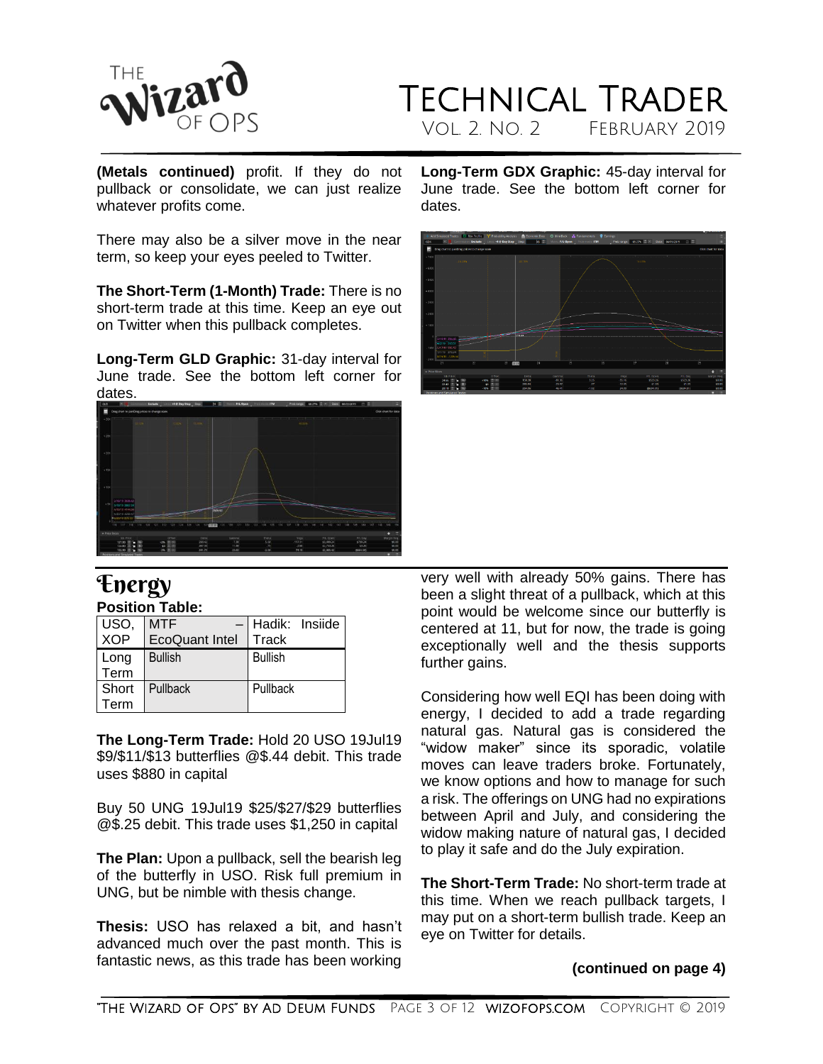**(Metals continued)** profit. If they do not pullback or consolidate, we can just realize whatever profits come.

There may also be a silver move in the near term, so keep your eyes peeled to Twitter.

**The Short-Term (1-Month) Trade:** There is no short-term trade at this time. Keep an eye out on Twitter when this pullback completes.

**Long-Term GLD Graphic:** 31-day interval for June trade. See the bottom left corner for dates.

**Long-Term GDX Graphic:** 45-day interval for June trade. See the bottom left corner for dates.

# Energy

**Position Table:**

| USO, XOP | MTF – EcoQuant Intel | Hadik: Insiide Track |
|---|---|---|
| Long Term | Bullish | Bullish |
| Short Term | Pullback | Pullback |

**The Long-Term Trade:** Hold 20 USO 19Jul19 \$9/\$11/\$13 butterflies @\$.44 debit. This trade uses \$880 in capital

Buy 50 UNG 19Jul19 \$25/\$27/\$29 butterflies @\$.25 debit. This trade uses \$1,250 in capital

**The Plan:** Upon a pullback, sell the bearish leg of the butterfly in USO. Risk full premium in UNG, but be nimble with thesis change.

**Thesis:** USO has relaxed a bit, and hasn't advanced much over the past month. This is fantastic news, as this trade has been working very well with already 50% gains. There has been a slight threat of a pullback, which at this point would be welcome since our butterfly is centered at 11, but for now, the trade is going exceptionally well and the thesis supports further gains.

Considering how well EQI has been doing with energy, I decided to add a trade regarding natural gas. Natural gas is considered the "widow maker" since its sporadic, volatile moves can leave traders broke. Fortunately, we know options and how to manage for such a risk. The offerings on UNG had no expirations between April and July, and considering the widow making nature of natural gas, I decided to play it safe and do the July expiration.

**The Short-Term Trade:** No short-term trade at this time. When we reach pullback targets, I may put on a short-term bullish trade. Keep an eye on Twitter for details.

**(continued on page 4)**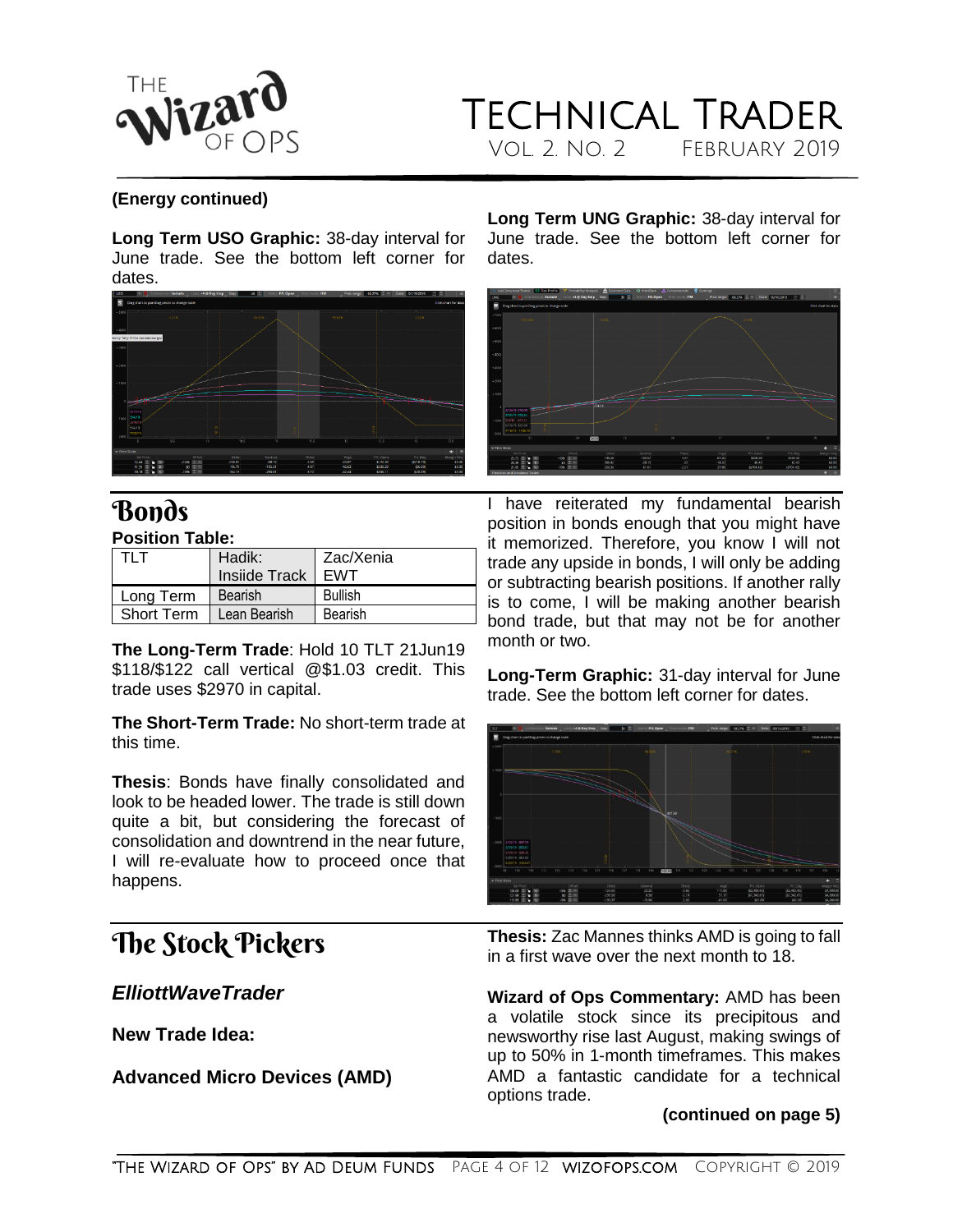**(Energy continued)**

**Long Term USO Graphic:** 38-day interval for June trade. See the bottom left corner for dates.

**Long Term UNG Graphic:** 38-day interval for June trade. See the bottom left corner for dates.

# Bonds

**Position Table:**

| TLT | Hadik: Insiide Track | Zac/Xenia EWT |
|---|---|---|
| Long Term | Bearish | Bullish |
| Short Term | Lean Bearish | Bearish |

**The Long-Term Trade**: Hold 10 TLT 21Jun19 $118/$122 call vertical @$1.03 credit. This trade uses $2970 in capital.

**The Short-Term Trade:** No short-term trade at this time.

**Thesis**: Bonds have finally consolidated and look to be headed lower. The trade is still down quite a bit, but considering the forecast of consolidation and downtrend in the near future, I will re-evaluate how to proceed once that happens.

I have reiterated my fundamental bearish position in bonds enough that you might have it memorized. Therefore, you know I will not trade any upside in bonds, I will only be adding or subtracting bearish positions. If another rally is to come, I will be making another bearish bond trade, but that may not be for another month or two.

**Long-Term Graphic:** 31-day interval for June trade. See the bottom left corner for dates.

# The Stock Pickers

## *ElliottWaveTrader*

**New Trade Idea:**

**Advanced Micro Devices (AMD)**

**Thesis:** Zac Mannes thinks AMD is going to fall in a first wave over the next month to 18.

**Wizard of Ops Commentary:** AMD has been a volatile stock since its precipitous and newsworthy rise last August, making swings of up to 50% in 1-month timeframes. This makes AMD a fantastic candidate for a technical options trade.

**(continued on page 5)**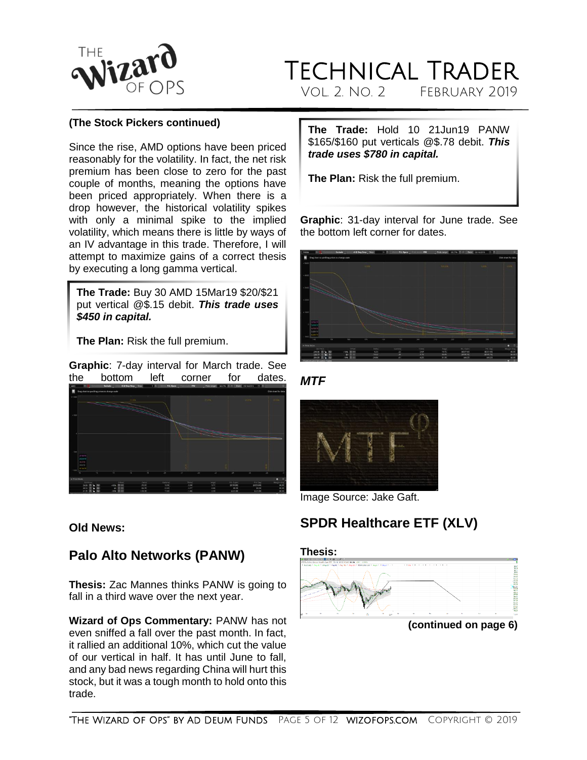**(The Stock Pickers continued)**

Since the rise, AMD options have been priced reasonably for the volatility. In fact, the net risk premium has been close to zero for the past couple of months, meaning the options have been priced appropriately. When there is a drop however, the historical volatility spikes with only a minimal spike to the implied volatility, which means there is little by ways of an IV advantage in this trade. Therefore, I will attempt to maximize gains of a correct thesis by executing a long gamma vertical.

**The Trade:** Buy 30 AMD 15Mar19 $20/$21 put vertical @$.15 debit. ***This trade uses $450 in capital.***

**The Plan:** Risk the full premium.

**Graphic**: 7-day interval for March trade. See the bottom left corner for dates.

**Old News:**

## Palo Alto Networks (PANW)

**Thesis:** Zac Mannes thinks PANW is going to fall in a third wave over the next year.

**Wizard of Ops Commentary:** PANW has not even sniffed a fall over the past month. In fact, it rallied an additional 10%, which cut the value of our vertical in half. It has until June to fall, and any bad news regarding China will hurt this stock, but it was a tough month to hold onto this trade.

**The Trade:** Hold 10 21Jun19 PANW $165/$160 put verticals @$.78 debit. ***This trade uses $780 in capital.***

**The Plan:** Risk the full premium.

**Graphic**: 31-day interval for June trade. See the bottom left corner for dates.

***MTF***

Image Source: Jake Gaft.

## SPDR Healthcare ETF (XLV)

**Thesis:**

**(continued on page 6)**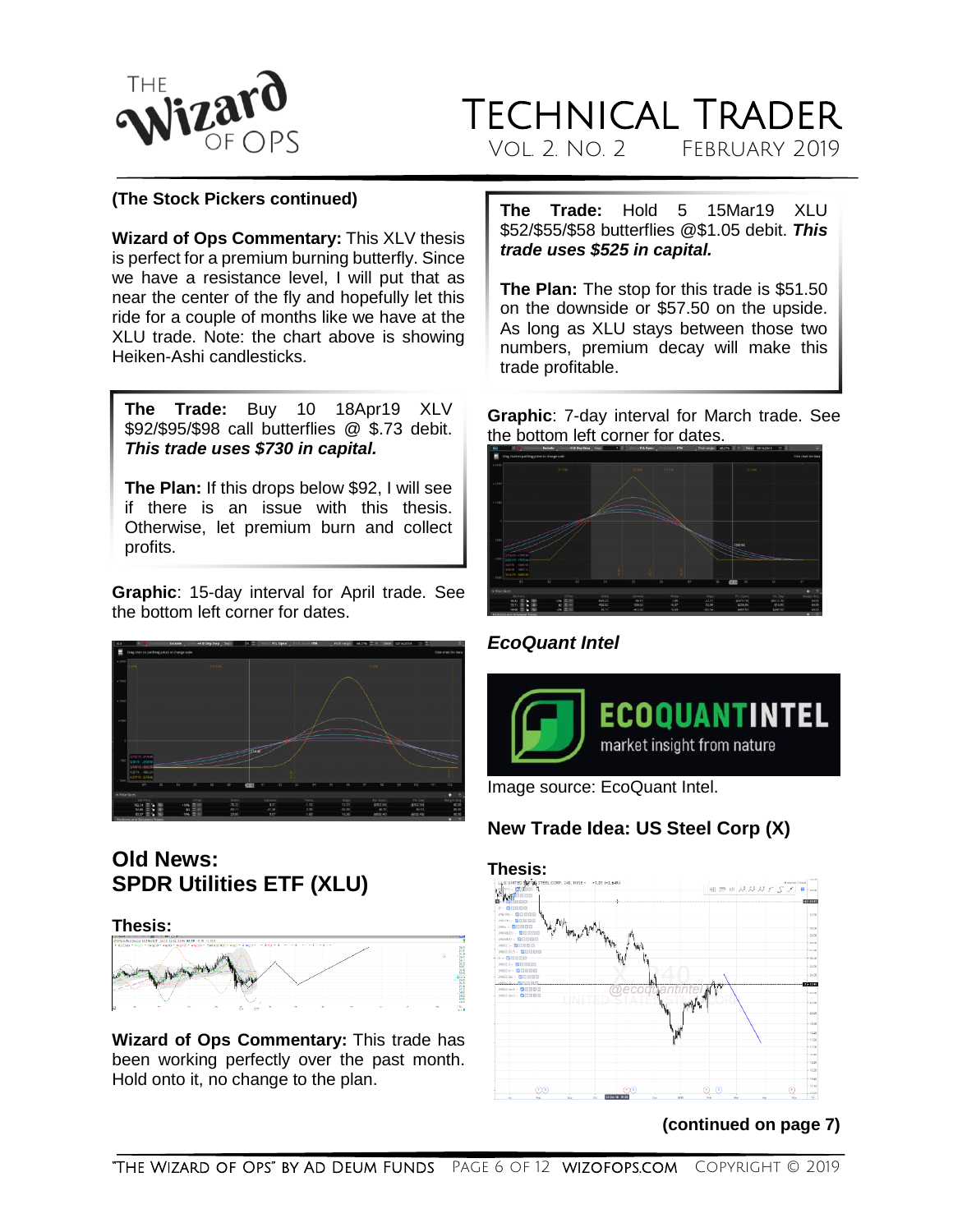**(The Stock Pickers continued)**

**Wizard of Ops Commentary:** This XLV thesis is perfect for a premium burning butterfly. Since we have a resistance level, I will put that as near the center of the fly and hopefully let this ride for a couple of months like we have at the XLU trade. Note: the chart above is showing Heiken-Ashi candlesticks.

**The Trade:** Buy 10 18Apr19 XLV $92/$95/$98 call butterflies @ $.73 debit. ***This trade uses $730 in capital.***

**The Plan:** If this drops below $92, I will see if there is an issue with this thesis. Otherwise, let premium burn and collect profits.

**Graphic**: 15-day interval for April trade. See the bottom left corner for dates.

## Old News: SPDR Utilities ETF (XLU)

**Thesis:**

**Wizard of Ops Commentary:** This trade has been working perfectly over the past month. Hold onto it, no change to the plan.

**The Trade:** Hold 5 15Mar19 XLU $52/$55/$58 butterflies @$1.05 debit. ***This trade uses $525 in capital.***

**The Plan:** The stop for this trade is $51.50 on the downside or $57.50 on the upside. As long as XLU stays between those two numbers, premium decay will make this trade profitable.

**Graphic**: 7-day interval for March trade. See the bottom left corner for dates.

***EcoQuant Intel***

Image source: EcoQuant Intel.

## New Trade Idea: US Steel Corp (X)

**Thesis:**

**(continued on page 7)**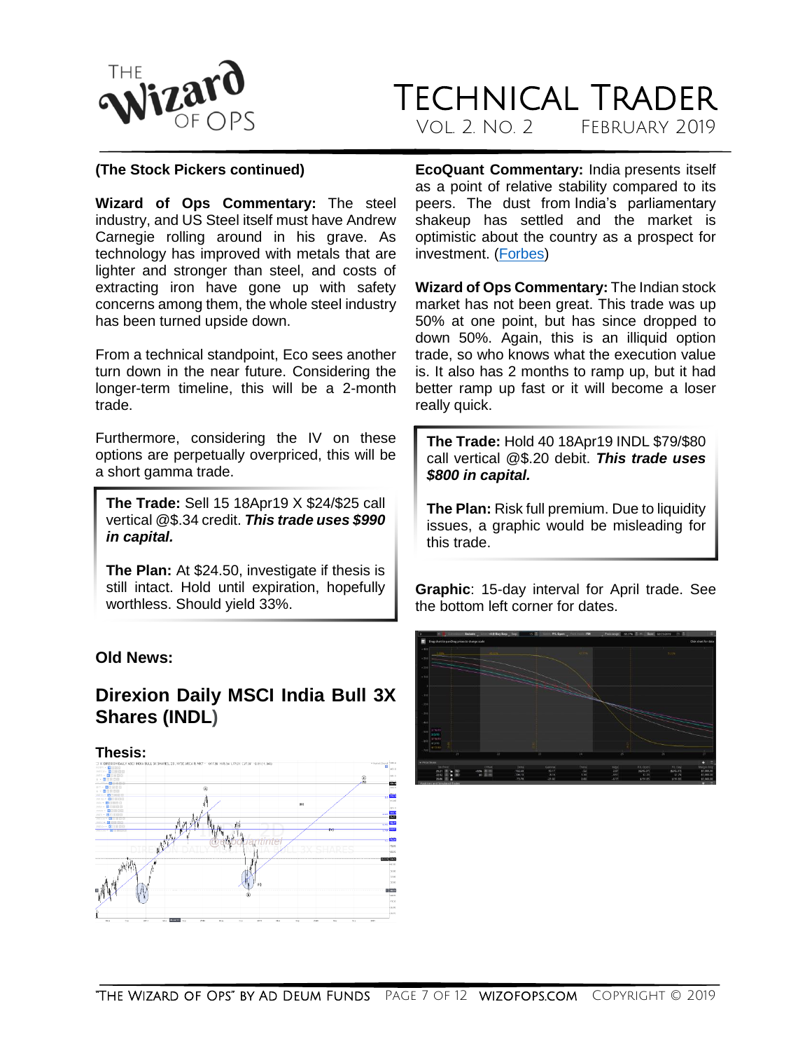**(The Stock Pickers continued)**

**Wizard of Ops Commentary:** The steel industry, and US Steel itself must have Andrew Carnegie rolling around in his grave. As technology has improved with metals that are lighter and stronger than steel, and costs of extracting iron have gone up with safety concerns among them, the whole steel industry has been turned upside down.

From a technical standpoint, Eco sees another turn down in the near future. Considering the longer-term timeline, this will be a 2-month trade.

Furthermore, considering the IV on these options are perpetually overpriced, this will be a short gamma trade.

> **The Trade:** Sell 15 18Apr19 X $24/$25 call vertical @$.34 credit. ***This trade uses $990 in capital.***
>
> **The Plan:** At $24.50, investigate if thesis is still intact. Hold until expiration, hopefully worthless. Should yield 33%.

**Old News:**

## Direxion Daily MSCI India Bull 3X Shares (INDL)

**Thesis:**

**EcoQuant Commentary:** India presents itself as a point of relative stability compared to its peers. The dust from India's parliamentary shakeup has settled and the market is optimistic about the country as a prospect for investment. (Forbes)

**Wizard of Ops Commentary:** The Indian stock market has not been great. This trade was up 50% at one point, but has since dropped to down 50%. Again, this is an illiquid option trade, so who knows what the execution value is. It also has 2 months to ramp up, but it had better ramp up fast or it will become a loser really quick.

> **The Trade:** Hold 40 18Apr19 INDL $79/$80 call vertical @$.20 debit. ***This trade uses $800 in capital.***
>
> **The Plan:** Risk full premium. Due to liquidity issues, a graphic would be misleading for this trade.

**Graphic**: 15-day interval for April trade. See the bottom left corner for dates.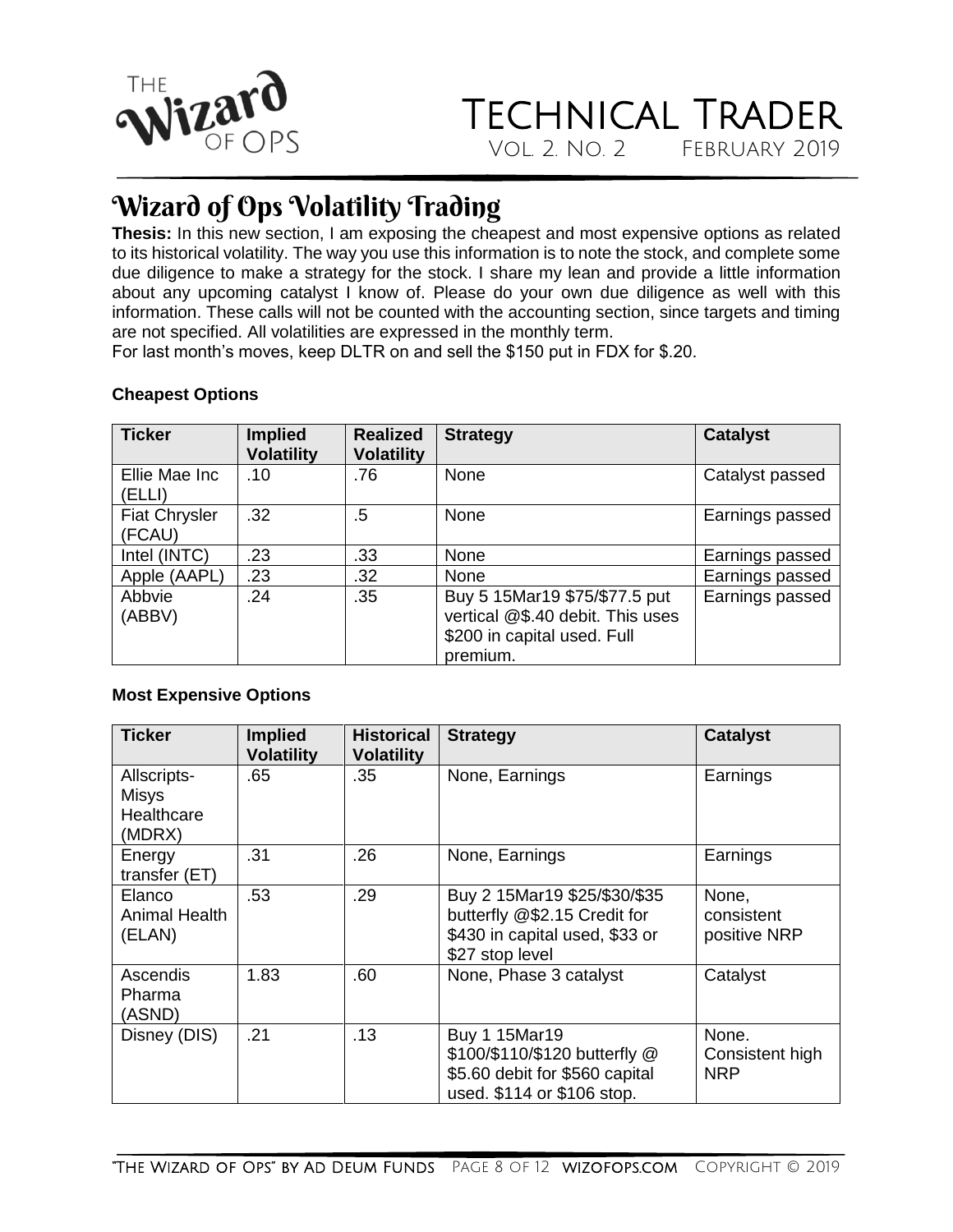## Wizard of Ops Volatility Trading

**Thesis:** In this new section, I am exposing the cheapest and most expensive options as related to its historical volatility. The way you use this information is to note the stock, and complete some due diligence to make a strategy for the stock. I share my lean and provide a little information about any upcoming catalyst I know of. Please do your own due diligence as well with this information. These calls will not be counted with the accounting section, since targets and timing are not specified. All volatilities are expressed in the monthly term.

For last month's moves, keep DLTR on and sell the $150 put in FDX for $.20.

**Cheapest Options**

| Ticker | Implied Volatility | Realized Volatility | Strategy | Catalyst |
|---|---|---|---|---|
| Ellie Mae Inc (ELLI) | .10 | .76 | None | Catalyst passed |
| Fiat Chrysler (FCAU) | .32 | .5 | None | Earnings passed |
| Intel (INTC) | .23 | .33 | None | Earnings passed |
| Apple (AAPL) | .23 | .32 | None | Earnings passed |
| Abbvie (ABBV) | .24 | .35 | Buy 5 15Mar19 $75/$77.5 put vertical @$.40 debit. This uses $200 in capital used. Full premium. | Earnings passed |

**Most Expensive Options**

| Ticker | Implied Volatility | Historical Volatility | Strategy | Catalyst |
|---|---|---|---|---|
| Allscripts-Misys Healthcare (MDRX) | .65 | .35 | None, Earnings | Earnings |
| Energy transfer (ET) | .31 | .26 | None, Earnings | Earnings |
| Elanco Animal Health (ELAN) | .53 | .29 | Buy 2 15Mar19 $25/$30/$35 butterfly @$2.15 Credit for $430 in capital used, $33 or $27 stop level | None, consistent positive NRP |
| Ascendis Pharma (ASND) | 1.83 | .60 | None, Phase 3 catalyst | Catalyst |
| Disney (DIS) | .21 | .13 | Buy 1 15Mar19 $100/$110/$120 butterfly @ $5.60 debit for $560 capital used. $114 or $106 stop. | None. Consistent high NRP |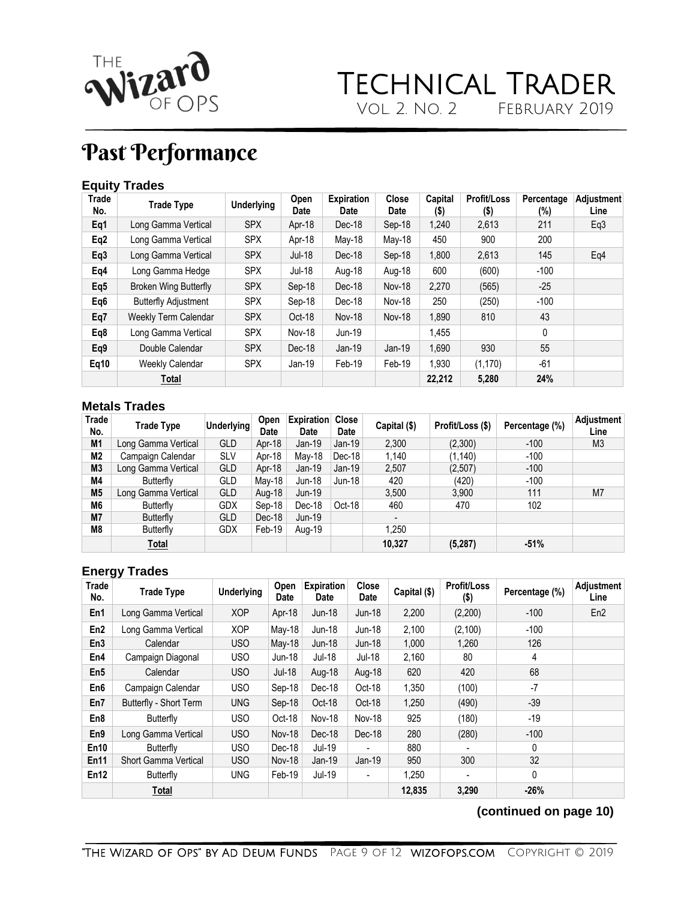# Past Performance

### Equity Trades

| Trade No. | Trade Type | Underlying | Open Date | Expiration Date | Close Date | Capital ($) | Profit/Loss ($) | Percentage (%) | Adjustment Line |
|---|---|---|---|---|---|---|---|---|---|
| Eq1 | Long Gamma Vertical | SPX | Apr-18 | Dec-18 | Sep-18 | 1,240 | 2,613 | 211 | Eq3 |
| Eq2 | Long Gamma Vertical | SPX | Apr-18 | May-18 | May-18 | 450 | 900 | 200 | |
| Eq3 | Long Gamma Vertical | SPX | Jul-18 | Dec-18 | Sep-18 | 1,800 | 2,613 | 145 | Eq4 |
| Eq4 | Long Gamma Hedge | SPX | Jul-18 | Aug-18 | Aug-18 | 600 | (600) | -100 | |
| Eq5 | Broken Wing Butterfly | SPX | Sep-18 | Dec-18 | Nov-18 | 2,270 | (565) | -25 | |
| Eq6 | Butterfly Adjustment | SPX | Sep-18 | Dec-18 | Nov-18 | 250 | (250) | -100 | |
| Eq7 | Weekly Term Calendar | SPX | Oct-18 | Nov-18 | Nov-18 | 1,890 | 810 | 43 | |
| Eq8 | Long Gamma Vertical | SPX | Nov-18 | Jun-19 | | 1,455 | | 0 | |
| Eq9 | Double Calendar | SPX | Dec-18 | Jan-19 | Jan-19 | 1,690 | 930 | 55 | |
| Eq10 | Weekly Calendar | SPX | Jan-19 | Feb-19 | Feb-19 | 1,930 | (1,170) | -61 | |
| | **Total** | | | | | **22,212** | **5,280** | **24%** | |

### Metals Trades

| Trade No. | Trade Type | Underlying | Open Date | Expiration Date | Close Date | Capital ($) | Profit/Loss ($) | Percentage (%) | Adjustment Line |
|---|---|---|---|---|---|---|---|---|---|
| M1 | Long Gamma Vertical | GLD | Apr-18 | Jan-19 | Jan-19 | 2,300 | (2,300) | -100 | M3 |
| M2 | Campaign Calendar | SLV | Apr-18 | May-18 | Dec-18 | 1,140 | (1,140) | -100 | |
| M3 | Long Gamma Vertical | GLD | Apr-18 | Jan-19 | Jan-19 | 2,507 | (2,507) | -100 | |
| M4 | Butterfly | GLD | May-18 | Jun-18 | Jun-18 | 420 | (420) | -100 | |
| M5 | Long Gamma Vertical | GLD | Aug-18 | Jun-19 | | 3,500 | 3,900 | 111 | M7 |
| M6 | Butterfly | GDX | Sep-18 | Dec-18 | Oct-18 | 460 | 470 | 102 | |
| M7 | Butterfly | GLD | Dec-18 | Jun-19 | | - | | | |
| M8 | Butterfly | GDX | Feb-19 | Aug-19 | | 1,250 | | | |
| | **Total** | | | | | **10,327** | **(5,287)** | **-51%** | |

### Energy Trades

| Trade No. | Trade Type | Underlying | Open Date | Expiration Date | Close Date | Capital ($) | Profit/Loss ($) | Percentage (%) | Adjustment Line |
|---|---|---|---|---|---|---|---|---|---|
| En1 | Long Gamma Vertical | XOP | Apr-18 | Jun-18 | Jun-18 | 2,200 | (2,200) | -100 | En2 |
| En2 | Long Gamma Vertical | XOP | May-18 | Jun-18 | Jun-18 | 2,100 | (2,100) | -100 | |
| En3 | Calendar | USO | May-18 | Jun-18 | Jun-18 | 1,000 | 1,260 | 126 | |
| En4 | Campaign Diagonal | USO | Jun-18 | Jul-18 | Jul-18 | 2,160 | 80 | 4 | |
| En5 | Calendar | USO | Jul-18 | Aug-18 | Aug-18 | 620 | 420 | 68 | |
| En6 | Campaign Calendar | USO | Sep-18 | Dec-18 | Oct-18 | 1,350 | (100) | -7 | |
| En7 | Butterfly - Short Term | UNG | Sep-18 | Oct-18 | Oct-18 | 1,250 | (490) | -39 | |
| En8 | Butterfly | USO | Oct-18 | Nov-18 | Nov-18 | 925 | (180) | -19 | |
| En9 | Long Gamma Vertical | USO | Nov-18 | Dec-18 | Dec-18 | 280 | (280) | -100 | |
| En10 | Butterfly | USO | Dec-18 | Jul-19 | - | 880 | - | 0 | |
| En11 | Short Gamma Vertical | USO | Nov-18 | Jan-19 | Jan-19 | 950 | 300 | 32 | |
| En12 | Butterfly | UNG | Feb-19 | Jul-19 | - | 1,250 | - | 0 | |
| | **Total** | | | | | **12,835** | **3,290** | **-26%** | |

**(continued on page 10)**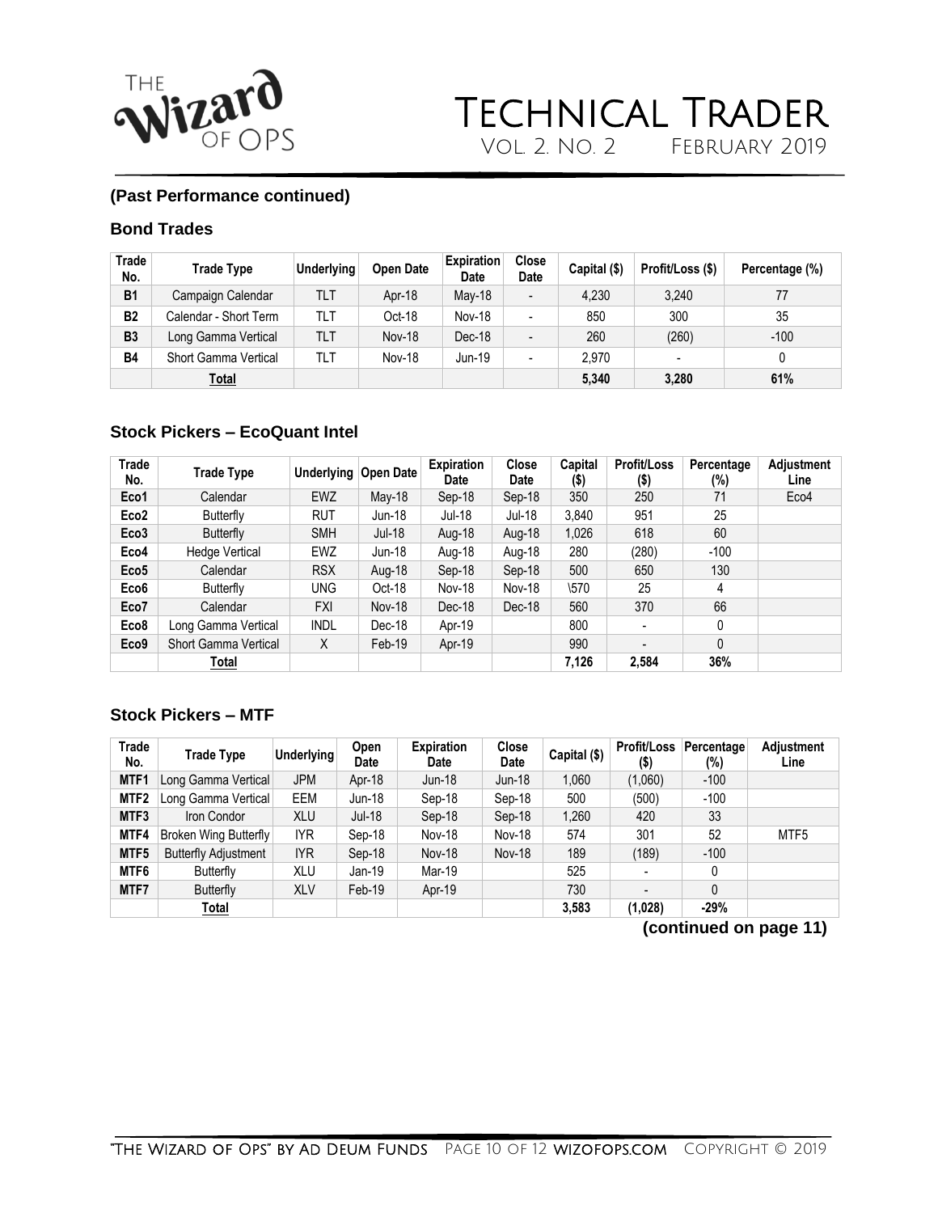**(Past Performance continued)**

### Bond Trades

| Trade No. | Trade Type | Underlying | Open Date | Expiration Date | Close Date | Capital ($) | Profit/Loss ($) | Percentage (%) |
|---|---|---|---|---|---|---|---|---|
| **B1** | Campaign Calendar | TLT | Apr-18 | May-18 | - | 4,230 | 3,240 | 77 |
| **B2** | Calendar - Short Term | TLT | Oct-18 | Nov-18 | - | 850 | 300 | 35 |
| **B3** | Long Gamma Vertical | TLT | Nov-18 | Dec-18 | - | 260 | (260) | -100 |
| **B4** | Short Gamma Vertical | TLT | Nov-18 | Jun-19 | - | 2,970 | - | 0 |
| | **Total** | | | | | **5,340** | **3,280** | **61%** |

### Stock Pickers – EcoQuant Intel

| Trade No. | Trade Type | Underlying | Open Date | Expiration Date | Close Date | Capital ($) | Profit/Loss ($) | Percentage (%) | Adjustment Line |
|---|---|---|---|---|---|---|---|---|---|
| **Eco1** | Calendar | EWZ | May-18 | Sep-18 | Sep-18 | 350 | 250 | 71 | Eco4 |
| **Eco2** | Butterfly | RUT | Jun-18 | Jul-18 | Jul-18 | 3,840 | 951 | 25 | |
| **Eco3** | Butterfly | SMH | Jul-18 | Aug-18 | Aug-18 | 1,026 | 618 | 60 | |
| **Eco4** | Hedge Vertical | EWZ | Jun-18 | Aug-18 | Aug-18 | 280 | (280) | -100 | |
| **Eco5** | Calendar | RSX | Aug-18 | Sep-18 | Sep-18 | 500 | 650 | 130 | |
| **Eco6** | Butterfly | UNG | Oct-18 | Nov-18 | Nov-18 | \570 | 25 | 4 | |
| **Eco7** | Calendar | FXI | Nov-18 | Dec-18 | Dec-18 | 560 | 370 | 66 | |
| **Eco8** | Long Gamma Vertical | INDL | Dec-18 | Apr-19 | | 800 | - | 0 | |
| **Eco9** | Short Gamma Vertical | X | Feb-19 | Apr-19 | | 990 | - | 0 | |
| | **Total** | | | | | **7,126** | **2,584** | **36%** | |

### Stock Pickers – MTF

| Trade No. | Trade Type | Underlying | Open Date | Expiration Date | Close Date | Capital ($) | Profit/Loss ($) | Percentage (%) | Adjustment Line |
|---|---|---|---|---|---|---|---|---|---|
| **MTF1** | Long Gamma Vertical | JPM | Apr-18 | Jun-18 | Jun-18 | 1,060 | (1,060) | -100 | |
| **MTF2** | Long Gamma Vertical | EEM | Jun-18 | Sep-18 | Sep-18 | 500 | (500) | -100 | |
| **MTF3** | Iron Condor | XLU | Jul-18 | Sep-18 | Sep-18 | 1,260 | 420 | 33 | |
| **MTF4** | Broken Wing Butterfly | IYR | Sep-18 | Nov-18 | Nov-18 | 574 | 301 | 52 | MTF5 |
| **MTF5** | Butterfly Adjustment | IYR | Sep-18 | Nov-18 | Nov-18 | 189 | (189) | -100 | |
| **MTF6** | Butterfly | XLU | Jan-19 | Mar-19 | | 525 | - | 0 | |
| **MTF7** | Butterfly | XLV | Feb-19 | Apr-19 | | 730 | - | 0 | |
| | **Total** | | | | | **3,583** | **(1,028)** | **-29%** | |

**(continued on page 11)**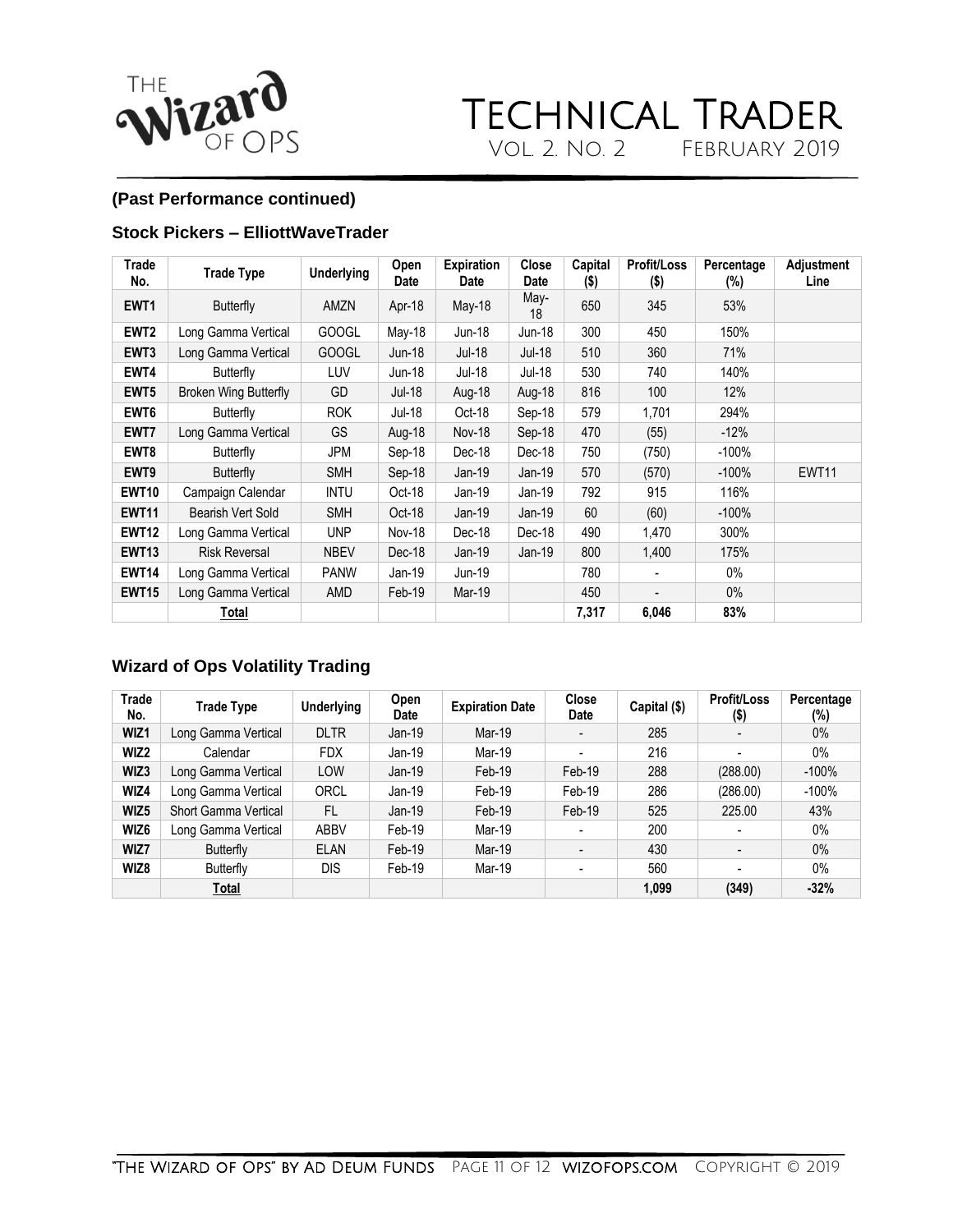**(Past Performance continued)**

### Stock Pickers – ElliottWaveTrader

| Trade No. | Trade Type | Underlying | Open Date | Expiration Date | Close Date | Capital ($) | Profit/Loss ($) | Percentage (%) | Adjustment Line |
|---|---|---|---|---|---|---|---|---|---|
| EWT1 | Butterfly | AMZN | Apr-18 | May-18 | May-18 | 650 | 345 | 53% | |
| EWT2 | Long Gamma Vertical | GOOGL | May-18 | Jun-18 | Jun-18 | 300 | 450 | 150% | |
| EWT3 | Long Gamma Vertical | GOOGL | Jun-18 | Jul-18 | Jul-18 | 510 | 360 | 71% | |
| EWT4 | Butterfly | LUV | Jun-18 | Jul-18 | Jul-18 | 530 | 740 | 140% | |
| EWT5 | Broken Wing Butterfly | GD | Jul-18 | Aug-18 | Aug-18 | 816 | 100 | 12% | |
| EWT6 | Butterfly | ROK | Jul-18 | Oct-18 | Sep-18 | 579 | 1,701 | 294% | |
| EWT7 | Long Gamma Vertical | GS | Aug-18 | Nov-18 | Sep-18 | 470 | (55) | -12% | |
| EWT8 | Butterfly | JPM | Sep-18 | Dec-18 | Dec-18 | 750 | (750) | -100% | |
| EWT9 | Butterfly | SMH | Sep-18 | Jan-19 | Jan-19 | 570 | (570) | -100% | EWT11 |
| EWT10 | Campaign Calendar | INTU | Oct-18 | Jan-19 | Jan-19 | 792 | 915 | 116% | |
| EWT11 | Bearish Vert Sold | SMH | Oct-18 | Jan-19 | Jan-19 | 60 | (60) | -100% | |
| EWT12 | Long Gamma Vertical | UNP | Nov-18 | Dec-18 | Dec-18 | 490 | 1,470 | 300% | |
| EWT13 | Risk Reversal | NBEV | Dec-18 | Jan-19 | Jan-19 | 800 | 1,400 | 175% | |
| EWT14 | Long Gamma Vertical | PANW | Jan-19 | Jun-19 | | 780 | - | 0% | |
| EWT15 | Long Gamma Vertical | AMD | Feb-19 | Mar-19 | | 450 | - | 0% | |
| | **Total** | | | | | **7,317** | **6,046** | **83%** | |

### Wizard of Ops Volatility Trading

| Trade No. | Trade Type | Underlying | Open Date | Expiration Date | Close Date | Capital ($) | Profit/Loss ($) | Percentage (%) |
|---|---|---|---|---|---|---|---|---|
| WIZ1 | Long Gamma Vertical | DLTR | Jan-19 | Mar-19 | - | 285 | - | 0% |
| WIZ2 | Calendar | FDX | Jan-19 | Mar-19 | - | 216 | - | 0% |
| WIZ3 | Long Gamma Vertical | LOW | Jan-19 | Feb-19 | Feb-19 | 288 | (288.00) | -100% |
| WIZ4 | Long Gamma Vertical | ORCL | Jan-19 | Feb-19 | Feb-19 | 286 | (286.00) | -100% |
| WIZ5 | Short Gamma Vertical | FL | Jan-19 | Feb-19 | Feb-19 | 525 | 225.00 | 43% |
| WIZ6 | Long Gamma Vertical | ABBV | Feb-19 | Mar-19 | - | 200 | - | 0% |
| WIZ7 | Butterfly | ELAN | Feb-19 | Mar-19 | - | 430 | - | 0% |
| WIZ8 | Butterfly | DIS | Feb-19 | Mar-19 | - | 560 | - | 0% |
| | **Total** | | | | | **1,099** | **(349)** | **-32%** |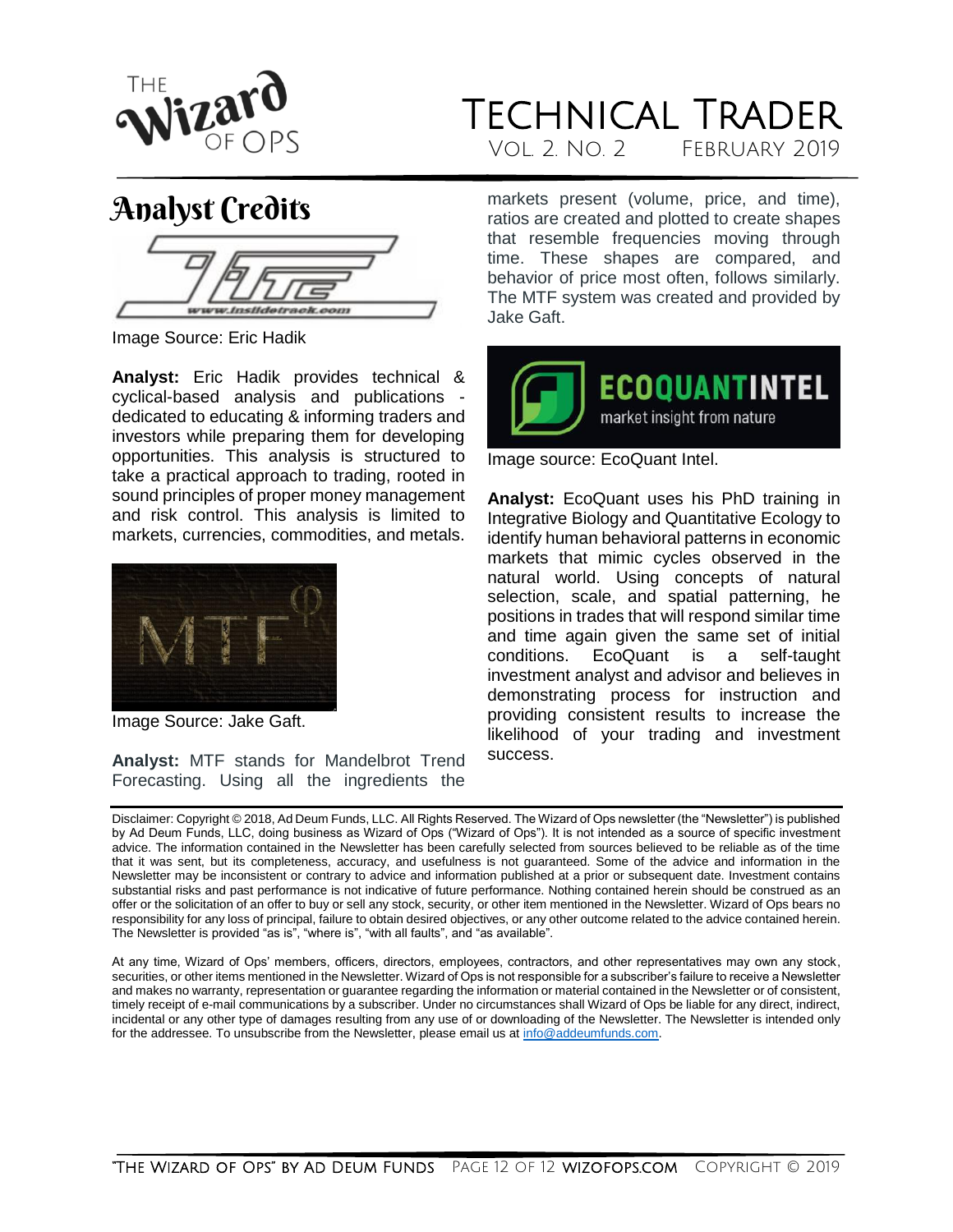# Analyst Credits

Image Source: Eric Hadik

**Analyst:** Eric Hadik provides technical & cyclical-based analysis and publications - dedicated to educating & informing traders and investors while preparing them for developing opportunities. This analysis is structured to take a practical approach to trading, rooted in sound principles of proper money management and risk control. This analysis is limited to markets, currencies, commodities, and metals.

Image Source: Jake Gaft.

**Analyst:** MTF stands for Mandelbrot Trend Forecasting. Using all the ingredients the markets present (volume, price, and time), ratios are created and plotted to create shapes that resemble frequencies moving through time. These shapes are compared, and behavior of price most often, follows similarly. The MTF system was created and provided by Jake Gaft.

Image source: EcoQuant Intel.

**Analyst:** EcoQuant uses his PhD training in Integrative Biology and Quantitative Ecology to identify human behavioral patterns in economic markets that mimic cycles observed in the natural world. Using concepts of natural selection, scale, and spatial patterning, he positions in trades that will respond similar time and time again given the same set of initial conditions. EcoQuant is a self-taught investment analyst and advisor and believes in demonstrating process for instruction and providing consistent results to increase the likelihood of your trading and investment success.

Disclaimer: Copyright © 2018, Ad Deum Funds, LLC. All Rights Reserved. The Wizard of Ops newsletter (the "Newsletter") is published by Ad Deum Funds, LLC, doing business as Wizard of Ops ("Wizard of Ops"). It is not intended as a source of specific investment advice. The information contained in the Newsletter has been carefully selected from sources believed to be reliable as of the time that it was sent, but its completeness, accuracy, and usefulness is not guaranteed. Some of the advice and information in the Newsletter may be inconsistent or contrary to advice and information published at a prior or subsequent date. Investment contains substantial risks and past performance is not indicative of future performance. Nothing contained herein should be construed as an offer or the solicitation of an offer to buy or sell any stock, security, or other item mentioned in the Newsletter. Wizard of Ops bears no responsibility for any loss of principal, failure to obtain desired objectives, or any other outcome related to the advice contained herein. The Newsletter is provided "as is", "where is", "with all faults", and "as available".

At any time, Wizard of Ops' members, officers, directors, employees, contractors, and other representatives may own any stock, securities, or other items mentioned in the Newsletter. Wizard of Ops is not responsible for a subscriber's failure to receive a Newsletter and makes no warranty, representation or guarantee regarding the information or material contained in the Newsletter or of consistent, timely receipt of e-mail communications by a subscriber. Under no circumstances shall Wizard of Ops be liable for any direct, indirect, incidental or any other type of damages resulting from any use of or downloading of the Newsletter. The Newsletter is intended only for the addressee. To unsubscribe from the Newsletter, please email us at info@addeumfunds.com.